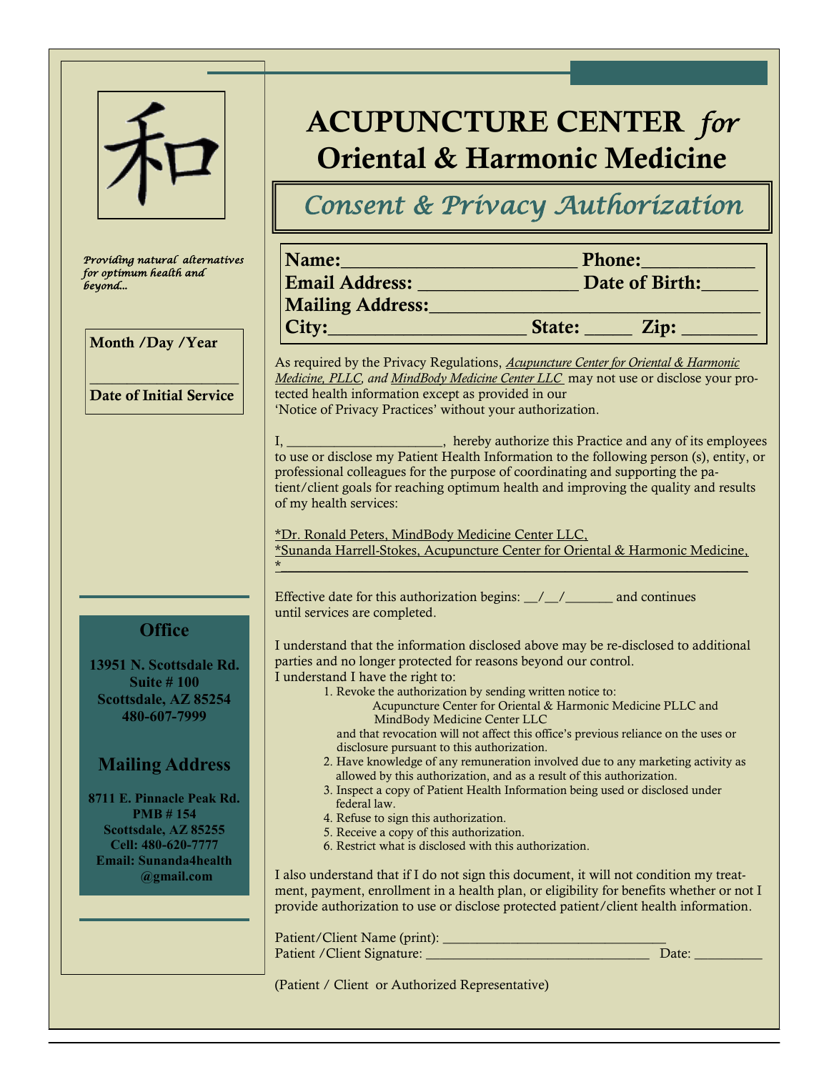和

*Providing natural alternatives for optimum health and beyond...*

**Month /Day /Year**

\_\_\_\_\_\_\_\_\_\_\_\_\_\_\_\_\_\_

**Date of Initial Service**

# ACUPUNCTURE CENTER *for* Oriental & Harmonic Medicine

## *Consent & Privacy Authorization*

**Name:**\_\_\_\_\_\_\_\_\_\_\_\_\_\_\_\_\_\_\_\_\_\_\_\_ **Phone:**\_\_\_\_\_\_\_\_\_\_\_
**Email Address:** \_\_\_\_\_\_\_\_\_\_\_\_\_\_\_\_\_ **Date of Birth:**\_\_\_\_\_\_
**Mailing Address:**\_\_\_\_\_\_\_\_\_\_\_\_\_\_\_\_\_\_\_\_\_\_\_\_\_\_\_\_\_\_\_\_\_\_\_
**City:**\_\_\_\_\_\_\_\_\_\_\_\_\_\_\_\_\_\_\_\_\_ **State:** \_\_\_\_\_ **Zip:** \_\_\_\_\_\_\_\_

As required by the Privacy Regulations, *Acupuncture Center for Oriental & Harmonic Medicine, PLLC, and MindBody Medicine Center LLC* may not use or disclose your protected health information except as provided in our 'Notice of Privacy Practices' without your authorization.

I, \_\_\_\_\_\_\_\_\_\_\_\_\_\_\_\_\_\_\_\_\_\_, hereby authorize this Practice and any of its employees to use or disclose my Patient Health Information to the following person (s), entity, or professional colleagues for the purpose of coordinating and supporting the patient/client goals for reaching optimum health and improving the quality and results of my health services:

*Dr. Ronald Peters, MindBody Medicine Center LLC,
*Sunanda Harrell-Stokes, Acupuncture Center for Oriental & Harmonic Medicine,
*\_\_\_\_\_\_\_\_\_\_\_\_\_\_\_\_\_\_\_\_\_\_\_\_\_\_\_\_\_\_\_\_\_\_\_\_\_\_\_\_\_\_\_\_\_\_\_\_\_\_\_\_\_\_\_\_\_\_

Effective date for this authorization begins: \_\_/\_\_/\_\_\_\_\_\_\_ and continues until services are completed.

I understand that the information disclosed above may be re-disclosed to additional parties and no longer protected for reasons beyond our control.
I understand I have the right to:

1. Revoke the authorization by sending written notice to:
   Acupuncture Center for Oriental & Harmonic Medicine PLLC and MindBody Medicine Center LLC
   and that revocation will not affect this office's previous reliance on the uses or disclosure pursuant to this authorization.
2. Have knowledge of any remuneration involved due to any marketing activity as allowed by this authorization, and as a result of this authorization.
3. Inspect a copy of Patient Health Information being used or disclosed under federal law.
4. Refuse to sign this authorization.
5. Receive a copy of this authorization.
6. Restrict what is disclosed with this authorization.

I also understand that if I do not sign this document, it will not condition my treatment, payment, enrollment in a health plan, or eligibility for benefits whether or not I provide authorization to use or disclose protected patient/client health information.

Patient/Client Name (print): \_\_\_\_\_\_\_\_\_\_\_\_\_\_\_\_\_\_\_\_\_\_\_\_\_\_\_\_\_\_\_\_
Patient /Client Signature: \_\_\_\_\_\_\_\_\_\_\_\_\_\_\_\_\_\_\_\_\_\_\_\_\_\_\_\_\_\_\_\_ Date: \_\_\_\_\_\_\_\_\_

(Patient / Client or Authorized Representative)

**Office**

**13951 N. Scottsdale Rd.**
**Suite # 100**
**Scottsdale, AZ 85254**
**480-607-7999**

**Mailing Address**

**8711 E. Pinnacle Peak Rd.**
**PMB # 154**
**Scottsdale, AZ 85255**
**Cell: 480-620-7777**
**Email: Sunanda4health@gmail.com**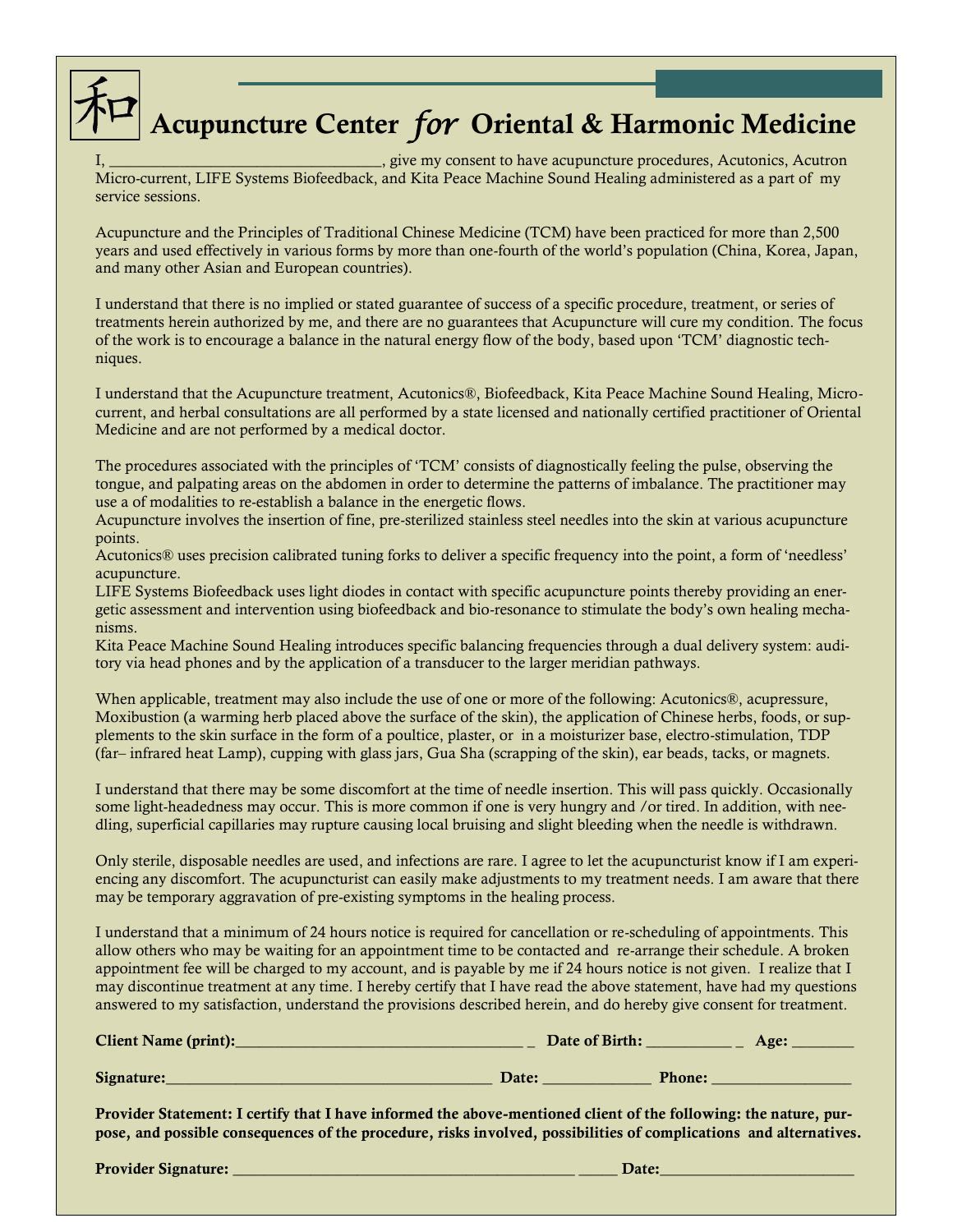# 和 Acupuncture Center *for* Oriental & Harmonic Medicine

I, ___________________________________, give my consent to have acupuncture procedures, Acutonics, Acutron Micro-current, LIFE Systems Biofeedback, and Kita Peace Machine Sound Healing administered as a part of my service sessions.

Acupuncture and the Principles of Traditional Chinese Medicine (TCM) have been practiced for more than 2,500 years and used effectively in various forms by more than one-fourth of the world's population (China, Korea, Japan, and many other Asian and European countries).

I understand that there is no implied or stated guarantee of success of a specific procedure, treatment, or series of treatments herein authorized by me, and there are no guarantees that Acupuncture will cure my condition. The focus of the work is to encourage a balance in the natural energy flow of the body, based upon 'TCM' diagnostic techniques.

I understand that the Acupuncture treatment, Acutonics®, Biofeedback, Kita Peace Machine Sound Healing, Micro-current, and herbal consultations are all performed by a state licensed and nationally certified practitioner of Oriental Medicine and are not performed by a medical doctor.

The procedures associated with the principles of 'TCM' consists of diagnostically feeling the pulse, observing the tongue, and palpating areas on the abdomen in order to determine the patterns of imbalance. The practitioner may use a of modalities to re-establish a balance in the energetic flows.
Acupuncture involves the insertion of fine, pre-sterilized stainless steel needles into the skin at various acupuncture points.
Acutonics® uses precision calibrated tuning forks to deliver a specific frequency into the point, a form of 'needless' acupuncture.
LIFE Systems Biofeedback uses light diodes in contact with specific acupuncture points thereby providing an energetic assessment and intervention using biofeedback and bio-resonance to stimulate the body's own healing mechanisms.
Kita Peace Machine Sound Healing introduces specific balancing frequencies through a dual delivery system: auditory via head phones and by the application of a transducer to the larger meridian pathways.

When applicable, treatment may also include the use of one or more of the following: Acutonics®, acupressure, Moxibustion (a warming herb placed above the surface of the skin), the application of Chinese herbs, foods, or supplements to the skin surface in the form of a poultice, plaster, or in a moisturizer base, electro-stimulation, TDP (far– infrared heat Lamp), cupping with glass jars, Gua Sha (scrapping of the skin), ear beads, tacks, or magnets.

I understand that there may be some discomfort at the time of needle insertion. This will pass quickly. Occasionally some light-headedness may occur. This is more common if one is very hungry and /or tired. In addition, with needling, superficial capillaries may rupture causing local bruising and slight bleeding when the needle is withdrawn.

Only sterile, disposable needles are used, and infections are rare. I agree to let the acupuncturist know if I am experiencing any discomfort. The acupuncturist can easily make adjustments to my treatment needs. I am aware that there may be temporary aggravation of pre-existing symptoms in the healing process.

I understand that a minimum of 24 hours notice is required for cancellation or re-scheduling of appointments. This allow others who may be waiting for an appointment time to be contacted and re-arrange their schedule. A broken appointment fee will be charged to my account, and is payable by me if 24 hours notice is not given. I realize that I may discontinue treatment at any time. I hereby certify that I have read the above statement, have had my questions answered to my satisfaction, understand the provisions described herein, and do hereby give consent for treatment.

**Client Name (print):**_____________________________________ **Date of Birth:** ____________ **Age:** ________

**Signature:**_________________________________________ **Date:** ______________ **Phone:** __________________

**Provider Statement: I certify that I have informed the above-mentioned client of the following: the nature, purpose, and possible consequences of the procedure, risks involved, possibilities of complications and alternatives.**

**Provider Signature:** ______________________________________________ **Date:**__________________________